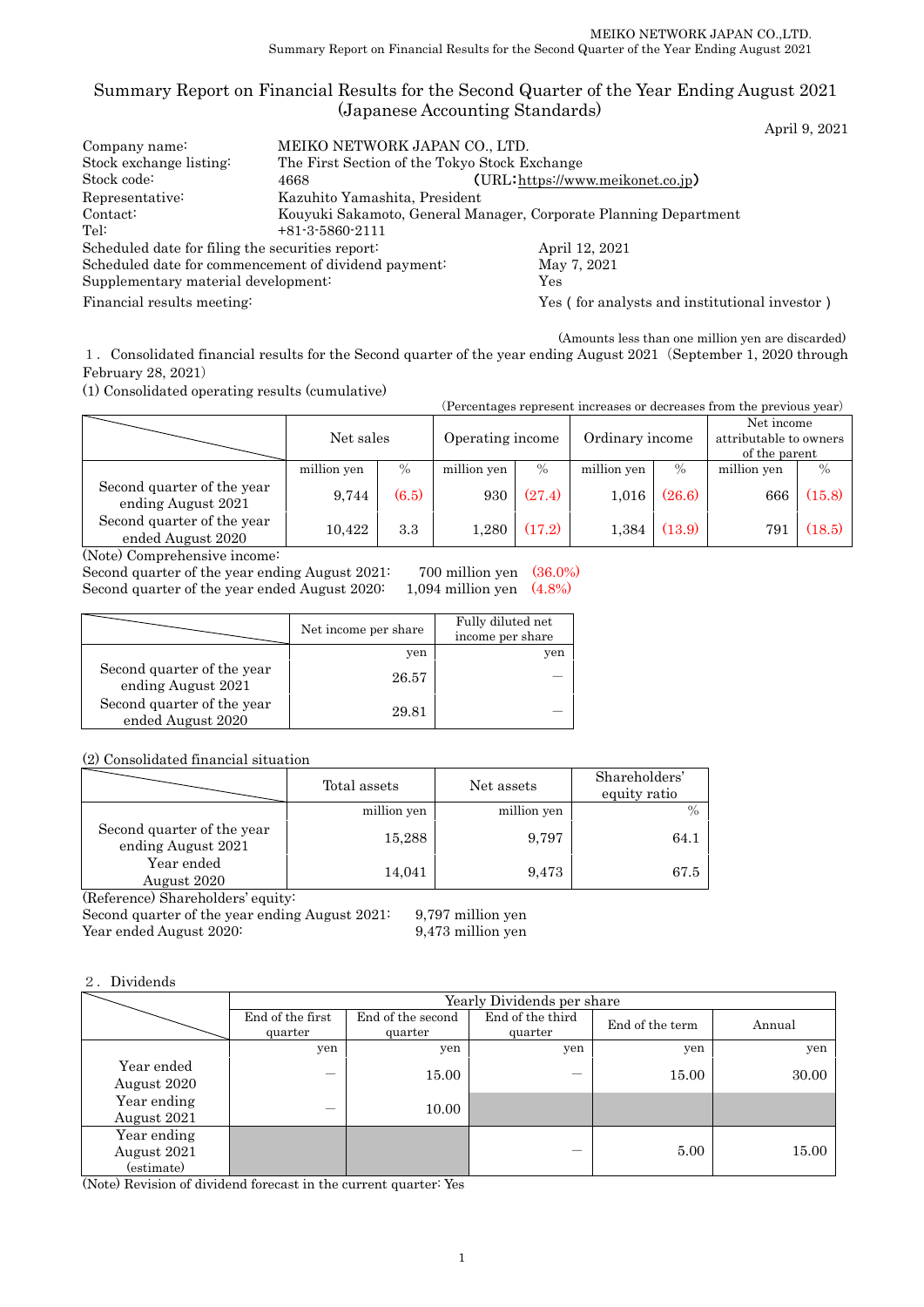# Summary Report on Financial Results for the Second Quarter of the Year Ending August 2021 (Japanese Accounting Standards)

April 9, 2021

| | |
|---|---|
| Company name: | MEIKO NETWORK JAPAN CO., LTD. |
| Stock exchange listing: | The First Section of the Tokyo Stock Exchange |
| Stock code: | 4668 (URL: https://www.meikonet.co.jp) |
| Representative: | Kazuhito Yamashita, President |
| Contact: | Kouyuki Sakamoto, General Manager, Corporate Planning Department |
| Tel: | +81-3-5860-2111 |
| Scheduled date for filing the securities report: | April 12, 2021 |
| Scheduled date for commencement of dividend payment: | May 7, 2021 |
| Supplementary material development: | Yes |
| Financial results meeting: | Yes ( for analysts and institutional investor ) |

(Amounts less than one million yen are discarded)

## 1. Consolidated financial results for the Second quarter of the year ending August 2021 (September 1, 2020 through February 28, 2021)

### (1) Consolidated operating results (cumulative)

(Percentages represent increases or decreases from the previous year)

| | Net sales | | Operating income | | Ordinary income | | Net income attributable to owners of the parent | |
|---|---|---|---|---|---|---|---|---|
| | million yen | % | million yen | % | million yen | % | million yen | % |
| Second quarter of the year ending August 2021 | 9,744 | (6.5) | 930 | (27.4) | 1,016 | (26.6) | 666 | (15.8) |
| Second quarter of the year ended August 2020 | 10,422 | 3.3 | 1,280 | (17.2) | 1,384 | (13.9) | 791 | (18.5) |

(Note) Comprehensive income:
Second quarter of the year ending August 2021: 700 million yen (36.0%)
Second quarter of the year ended August 2020: 1,094 million yen (4.8%)

| | Net income per share | Fully diluted net income per share |
|---|---|---|
| | yen | yen |
| Second quarter of the year ending August 2021 | 26.57 | — |
| Second quarter of the year ended August 2020 | 29.81 | — |

### (2) Consolidated financial situation

| | Total assets | Net assets | Shareholders' equity ratio |
|---|---|---|---|
| | million yen | million yen | % |
| Second quarter of the year ending August 2021 | 15,288 | 9,797 | 64.1 |
| Year ended August 2020 | 14,041 | 9,473 | 67.5 |

(Reference) Shareholders' equity:
Second quarter of the year ending August 2021: 9,797 million yen
Year ended August 2020: 9,473 million yen

## 2. Dividends

| | Yearly Dividends per share | | | | |
|---|---|---|---|---|---|
| | End of the first quarter | End of the second quarter | End of the third quarter | End of the term | Annual |
| | yen | yen | yen | yen | yen |
| Year ended August 2020 | — | 15.00 | — | 15.00 | 30.00 |
| Year ending August 2021 | — | 10.00 | | | |
| Year ending August 2021 (estimate) | | | — | 5.00 | 15.00 |

(Note) Revision of dividend forecast in the current quarter: Yes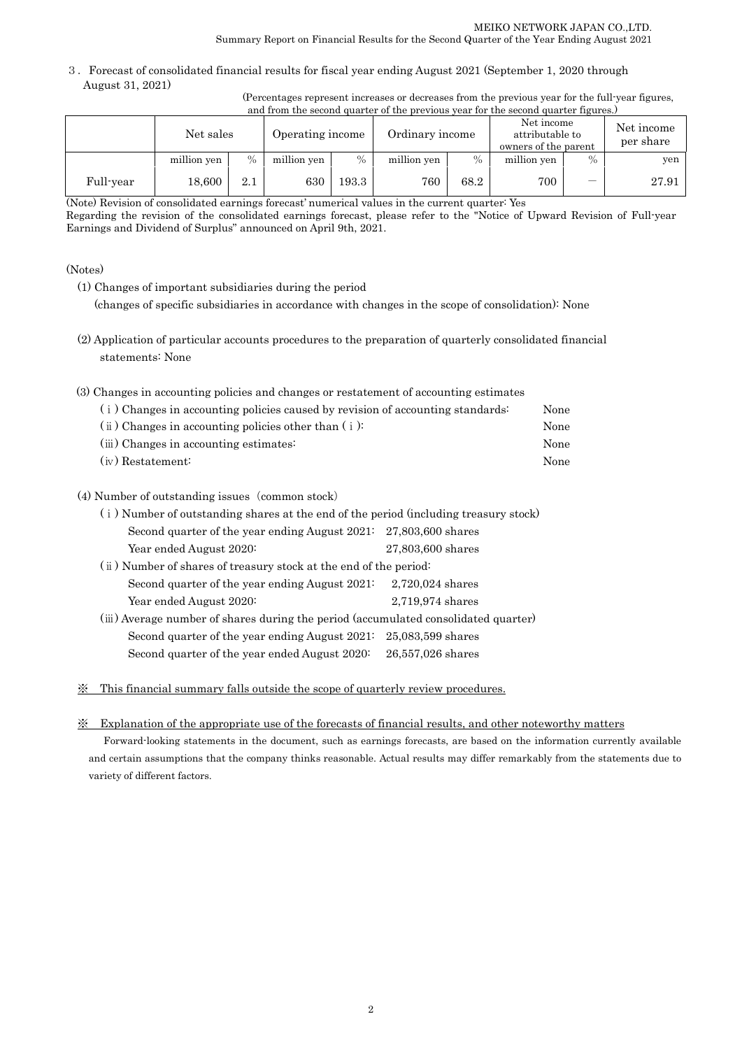３. Forecast of consolidated financial results for fiscal year ending August 2021 (September 1, 2020 through August 31, 2021)

(Percentages represent increases or decreases from the previous year for the full-year figures, and from the second quarter of the previous year for the second quarter figures.)

| | Net sales | | Operating income | | Ordinary income | | Net income attributable to owners of the parent | | Net income per share |
|---|---|---|---|---|---|---|---|---|---|
| | million yen | % | million yen | % | million yen | % | million yen | % | yen |
| Full-year | 18,600 | 2.1 | 630 | 193.3 | 760 | 68.2 | 700 | ― | 27.91 |

(Note) Revision of consolidated earnings forecast' numerical values in the current quarter: Yes
Regarding the revision of the consolidated earnings forecast, please refer to the "Notice of Upward Revision of Full-year Earnings and Dividend of Surplus" announced on April 9th, 2021.

(Notes)

(1) Changes of important subsidiaries during the period
(changes of specific subsidiaries in accordance with changes in the scope of consolidation): None

(2) Application of particular accounts procedures to the preparation of quarterly consolidated financial statements: None

(3) Changes in accounting policies and changes or restatement of accounting estimates

| | |
|---|---|
| (ⅰ) Changes in accounting policies caused by revision of accounting standards: | None |
| (ⅱ) Changes in accounting policies other than (ⅰ): | None |
| (ⅲ) Changes in accounting estimates: | None |
| (ⅳ) Restatement: | None |

(4) Number of outstanding issues（common stock)

(ⅰ) Number of outstanding shares at the end of the period (including treasury stock)

| | |
|---|---|
| Second quarter of the year ending August 2021: | 27,803,600 shares |
| Year ended August 2020: | 27,803,600 shares |

(ⅱ) Number of shares of treasury stock at the end of the period:

| | |
|---|---|
| Second quarter of the year ending August 2021: | 2,720,024 shares |
| Year ended August 2020: | 2,719,974 shares |

(ⅲ) Average number of shares during the period (accumulated consolidated quarter)

| | |
|---|---|
| Second quarter of the year ending August 2021: | 25,083,599 shares |
| Second quarter of the year ended August 2020: | 26,557,026 shares |

※ This financial summary falls outside the scope of quarterly review procedures.

※ Explanation of the appropriate use of the forecasts of financial results, and other noteworthy matters

Forward-looking statements in the document, such as earnings forecasts, are based on the information currently available and certain assumptions that the company thinks reasonable. Actual results may differ remarkably from the statements due to variety of different factors.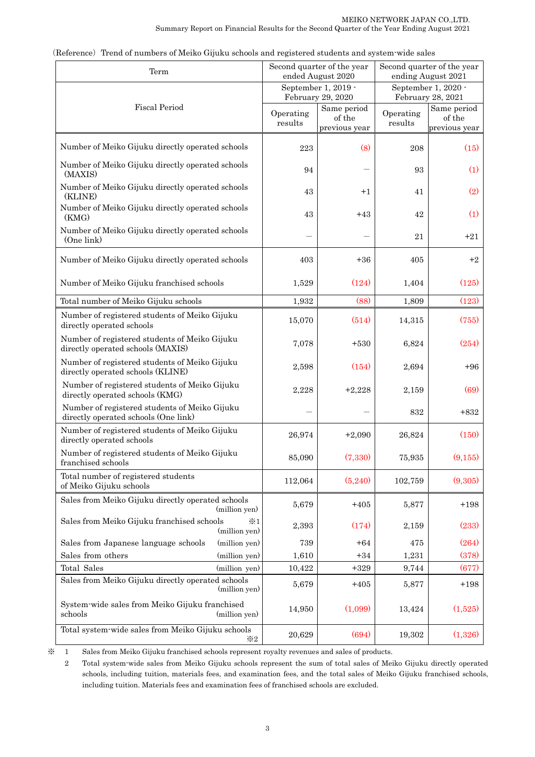（Reference）Trend of numbers of Meiko Gijuku schools and registered students and system-wide sales

| Term | Second quarter of the year ended August 2020 | | Second quarter of the year ending August 2021 | |
|---|---|---|---|---|
| Fiscal Period | September 1, 2019 - February 29, 2020 | | September 1, 2020 - February 28, 2021 | |
| | Operating results | Same period of the previous year | Operating results | Same period of the previous year |
| Number of Meiko Gijuku directly operated schools | 223 | (8) | 208 | (15) |
| Number of Meiko Gijuku directly operated schools (MAXIS) | 94 | — | 93 | (1) |
| Number of Meiko Gijuku directly operated schools (KLINE) | 43 | +1 | 41 | (2) |
| Number of Meiko Gijuku directly operated schools (KMG) | 43 | +43 | 42 | (1) |
| Number of Meiko Gijuku directly operated schools (One link) | — | — | 21 | +21 |
| Number of Meiko Gijuku directly operated schools | 403 | +36 | 405 | +2 |
| Number of Meiko Gijuku franchised schools | 1,529 | (124) | 1,404 | (125) |
| Total number of Meiko Gijuku schools | 1,932 | (88) | 1,809 | (123) |
| Number of registered students of Meiko Gijuku directly operated schools | 15,070 | (514) | 14,315 | (755) |
| Number of registered students of Meiko Gijuku directly operated schools (MAXIS) | 7,078 | +530 | 6,824 | (254) |
| Number of registered students of Meiko Gijuku directly operated schools (KLINE) | 2,598 | (154) | 2,694 | +96 |
| Number of registered students of Meiko Gijuku directly operated schools (KMG) | 2,228 | +2,228 | 2,159 | (69) |
| Number of registered students of Meiko Gijuku directly operated schools (One link) | — | — | 832 | +832 |
| Number of registered students of Meiko Gijuku directly operated schools | 26,974 | +2,090 | 26,824 | (150) |
| Number of registered students of Meiko Gijuku franchised schools | 85,090 | (7,330) | 75,935 | (9,155) |
| Total number of registered students of Meiko Gijuku schools | 112,064 | (5,240) | 102,759 | (9,305) |
| Sales from Meiko Gijuku directly operated schools (million yen) | 5,679 | +405 | 5,877 | +198 |
| Sales from Meiko Gijuku franchised schools ※1 (million yen) | 2,393 | (174) | 2,159 | (233) |
| Sales from Japanese language schools (million yen) | 739 | +64 | 475 | (264) |
| Sales from others (million yen) | 1,610 | +34 | 1,231 | (378) |
| Total Sales (million yen) | 10,422 | +329 | 9,744 | (677) |
| Sales from Meiko Gijuku directly operated schools (million yen) | 5,679 | +405 | 5,877 | +198 |
| System-wide sales from Meiko Gijuku franchised schools (million yen) | 14,950 | (1,099) | 13,424 | (1,525) |
| Total system-wide sales from Meiko Gijuku schools ※2 | 20,629 | (694) | 19,302 | (1,326) |

※ 1 Sales from Meiko Gijuku franchised schools represent royalty revenues and sales of products.

2 Total system-wide sales from Meiko Gijuku schools represent the sum of total sales of Meiko Gijuku directly operated schools, including tuition, materials fees, and examination fees, and the total sales of Meiko Gijuku franchised schools, including tuition. Materials fees and examination fees of franchised schools are excluded.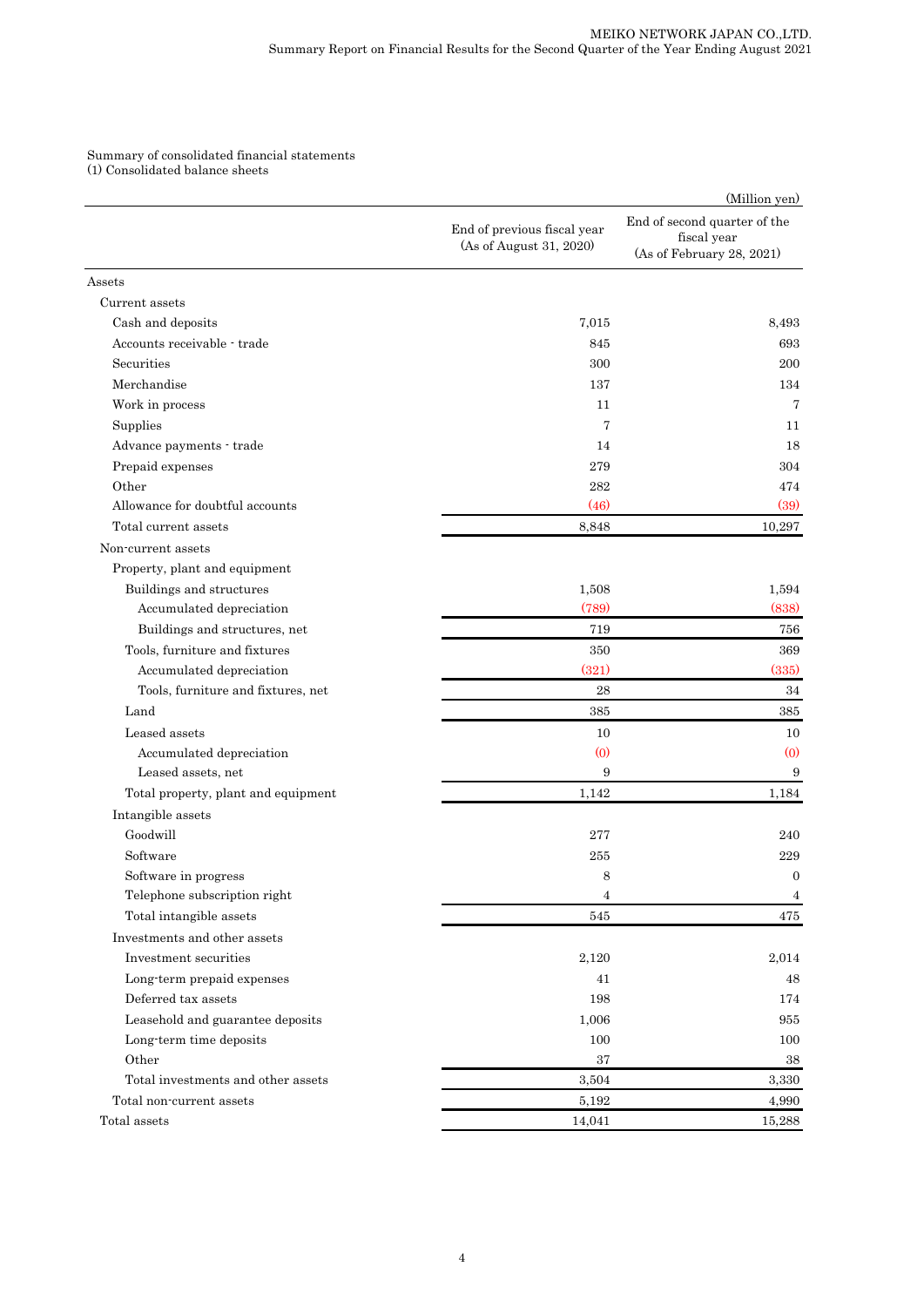Summary of consolidated financial statements

(1) Consolidated balance sheets

(Million yen)

| | End of previous fiscal year (As of August 31, 2020) | End of second quarter of the fiscal year (As of February 28, 2021) |
|---|---|---|
| Assets | | |
| Current assets | | |
| Cash and deposits | 7,015 | 8,493 |
| Accounts receivable - trade | 845 | 693 |
| Securities | 300 | 200 |
| Merchandise | 137 | 134 |
| Work in process | 11 | 7 |
| Supplies | 7 | 11 |
| Advance payments - trade | 14 | 18 |
| Prepaid expenses | 279 | 304 |
| Other | 282 | 474 |
| Allowance for doubtful accounts | (46) | (39) |
| Total current assets | 8,848 | 10,297 |
| Non-current assets | | |
| Property, plant and equipment | | |
| Buildings and structures | 1,508 | 1,594 |
| Accumulated depreciation | (789) | (838) |
| Buildings and structures, net | 719 | 756 |
| Tools, furniture and fixtures | 350 | 369 |
| Accumulated depreciation | (321) | (335) |
| Tools, furniture and fixtures, net | 28 | 34 |
| Land | 385 | 385 |
| Leased assets | 10 | 10 |
| Accumulated depreciation | (0) | (0) |
| Leased assets, net | 9 | 9 |
| Total property, plant and equipment | 1,142 | 1,184 |
| Intangible assets | | |
| Goodwill | 277 | 240 |
| Software | 255 | 229 |
| Software in progress | 8 | 0 |
| Telephone subscription right | 4 | 4 |
| Total intangible assets | 545 | 475 |
| Investments and other assets | | |
| Investment securities | 2,120 | 2,014 |
| Long-term prepaid expenses | 41 | 48 |
| Deferred tax assets | 198 | 174 |
| Leasehold and guarantee deposits | 1,006 | 955 |
| Long-term time deposits | 100 | 100 |
| Other | 37 | 38 |
| Total investments and other assets | 3,504 | 3,330 |
| Total non-current assets | 5,192 | 4,990 |
| Total assets | 14,041 | 15,288 |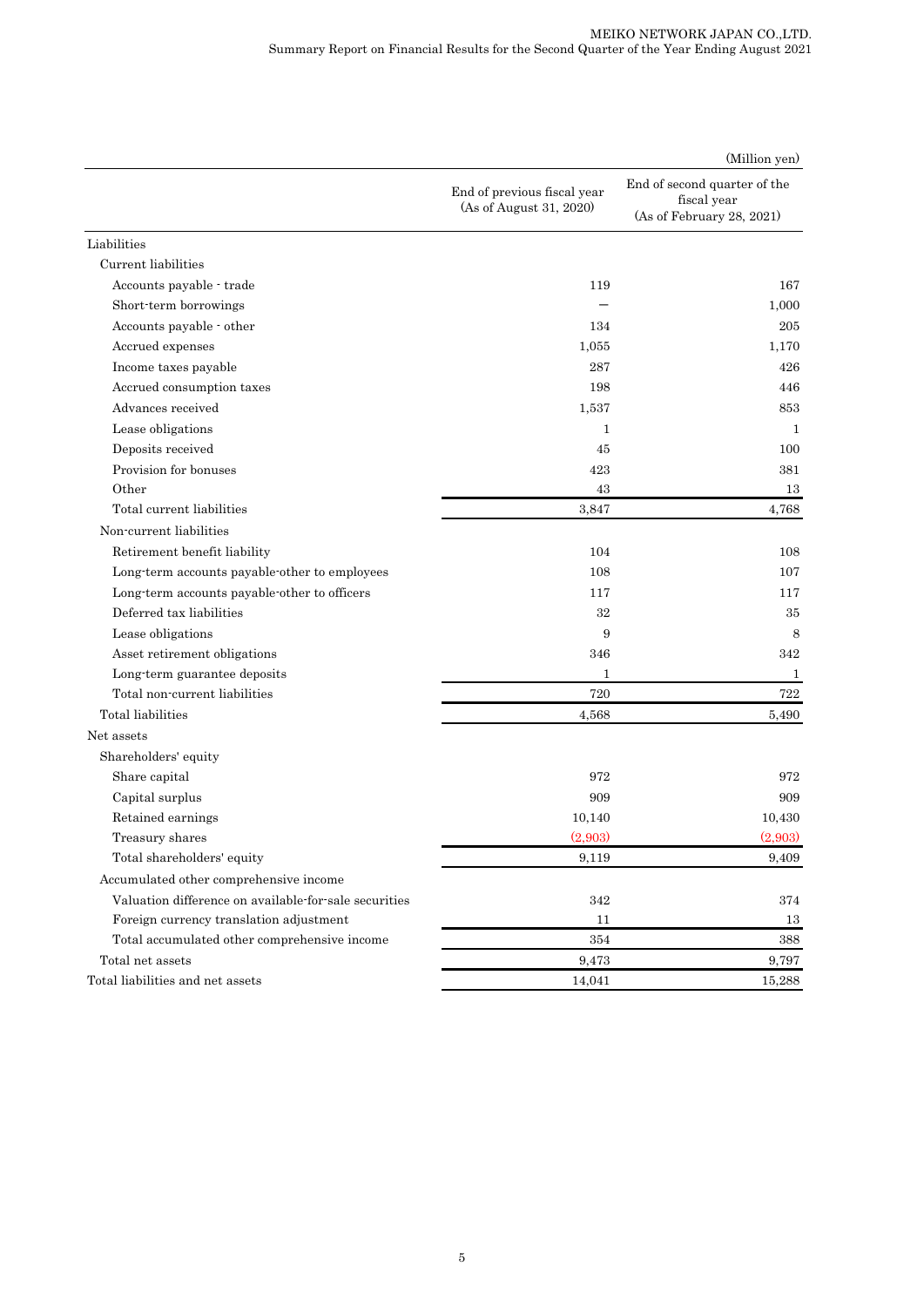(Million yen)

| | End of previous fiscal year (As of August 31, 2020) | End of second quarter of the fiscal year (As of February 28, 2021) |
|---|---|---|
| Liabilities | | |
| Current liabilities | | |
| Accounts payable - trade | 119 | 167 |
| Short-term borrowings | – | 1,000 |
| Accounts payable - other | 134 | 205 |
| Accrued expenses | 1,055 | 1,170 |
| Income taxes payable | 287 | 426 |
| Accrued consumption taxes | 198 | 446 |
| Advances received | 1,537 | 853 |
| Lease obligations | 1 | 1 |
| Deposits received | 45 | 100 |
| Provision for bonuses | 423 | 381 |
| Other | 43 | 13 |
| Total current liabilities | 3,847 | 4,768 |
| Non-current liabilities | | |
| Retirement benefit liability | 104 | 108 |
| Long-term accounts payable-other to employees | 108 | 107 |
| Long-term accounts payable-other to officers | 117 | 117 |
| Deferred tax liabilities | 32 | 35 |
| Lease obligations | 9 | 8 |
| Asset retirement obligations | 346 | 342 |
| Long-term guarantee deposits | 1 | 1 |
| Total non-current liabilities | 720 | 722 |
| Total liabilities | 4,568 | 5,490 |
| Net assets | | |
| Shareholders' equity | | |
| Share capital | 972 | 972 |
| Capital surplus | 909 | 909 |
| Retained earnings | 10,140 | 10,430 |
| Treasury shares | (2,903) | (2,903) |
| Total shareholders' equity | 9,119 | 9,409 |
| Accumulated other comprehensive income | | |
| Valuation difference on available-for-sale securities | 342 | 374 |
| Foreign currency translation adjustment | 11 | 13 |
| Total accumulated other comprehensive income | 354 | 388 |
| Total net assets | 9,473 | 9,797 |
| Total liabilities and net assets | 14,041 | 15,288 |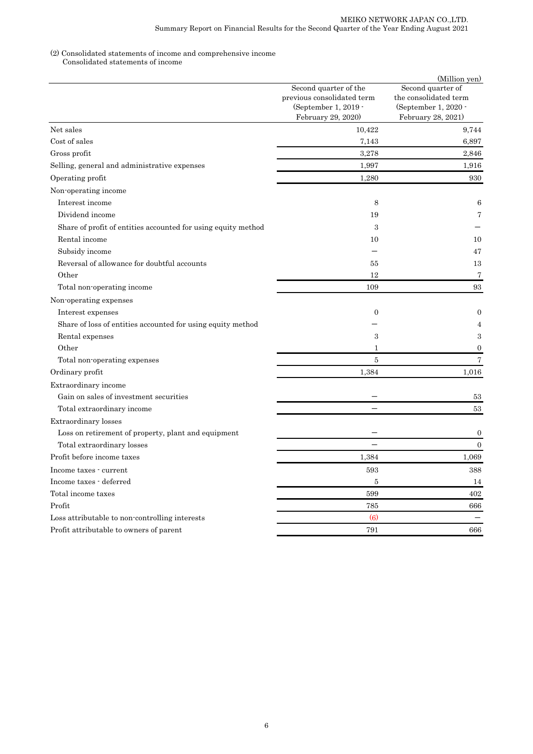(2) Consolidated statements of income and comprehensive income
Consolidated statements of income

(Million yen)

| | Second quarter of the previous consolidated term (September 1, 2019 - February 29, 2020) | Second quarter of the consolidated term (September 1, 2020 - February 28, 2021) |
|---|---|---|
| Net sales | 10,422 | 9,744 |
| Cost of sales | 7,143 | 6,897 |
| Gross profit | 3,278 | 2,846 |
| Selling, general and administrative expenses | 1,997 | 1,916 |
| Operating profit | 1,280 | 930 |
| Non-operating income | | |
| Interest income | 8 | 6 |
| Dividend income | 19 | 7 |
| Share of profit of entities accounted for using equity method | 3 | － |
| Rental income | 10 | 10 |
| Subsidy income | － | 47 |
| Reversal of allowance for doubtful accounts | 55 | 13 |
| Other | 12 | 7 |
| Total non-operating income | 109 | 93 |
| Non-operating expenses | | |
| Interest expenses | 0 | 0 |
| Share of loss of entities accounted for using equity method | － | 4 |
| Rental expenses | 3 | 3 |
| Other | 1 | 0 |
| Total non-operating expenses | 5 | 7 |
| Ordinary profit | 1,384 | 1,016 |
| Extraordinary income | | |
| Gain on sales of investment securities | － | 53 |
| Total extraordinary income | － | 53 |
| Extraordinary losses | | |
| Loss on retirement of property, plant and equipment | － | 0 |
| Total extraordinary losses | － | 0 |
| Profit before income taxes | 1,384 | 1,069 |
| Income taxes - current | 593 | 388 |
| Income taxes - deferred | 5 | 14 |
| Total income taxes | 599 | 402 |
| Profit | 785 | 666 |
| Loss attributable to non-controlling interests | (6) | － |
| Profit attributable to owners of parent | 791 | 666 |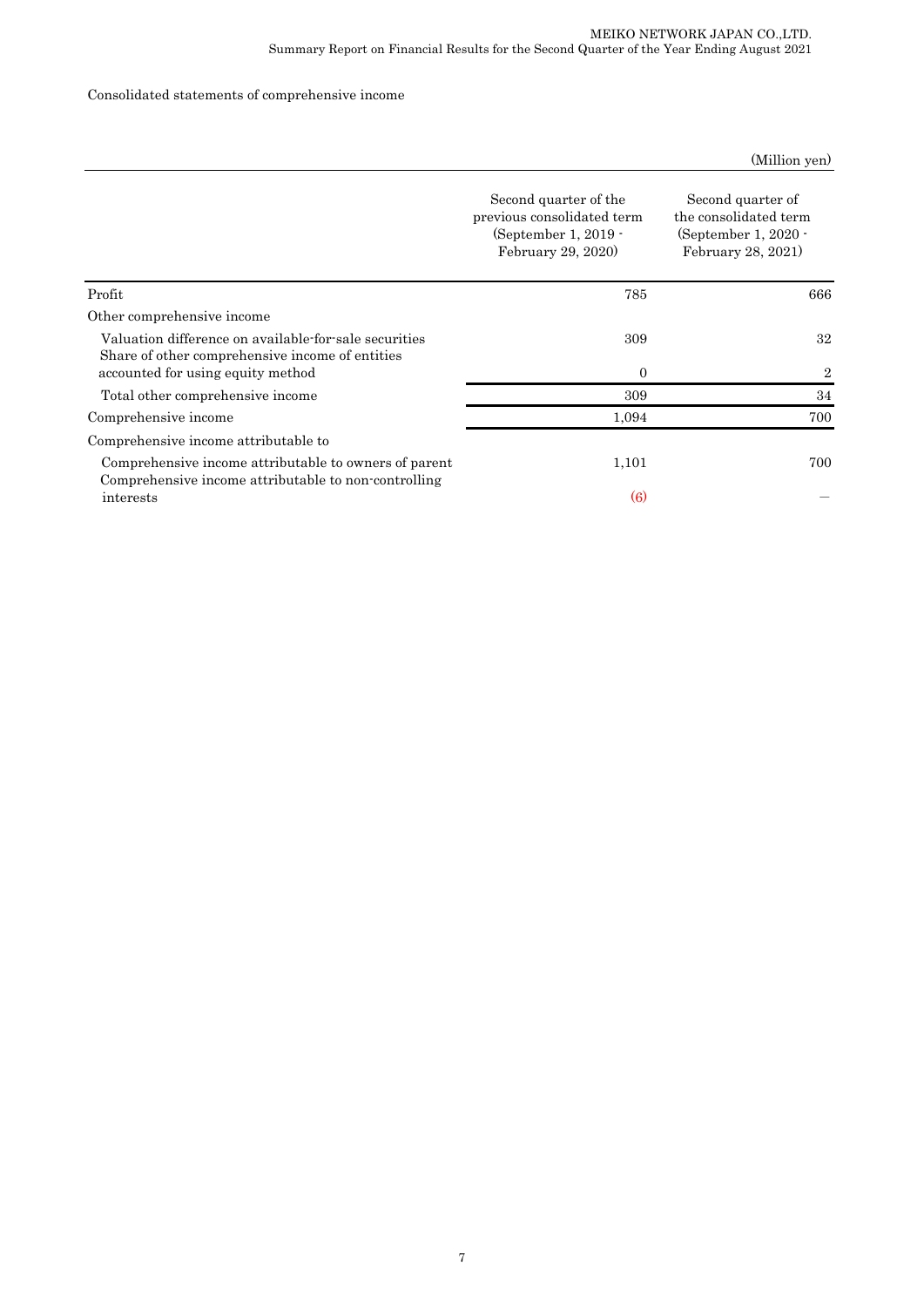Consolidated statements of comprehensive income

(Million yen)

| | Second quarter of the previous consolidated term (September 1, 2019 - February 29, 2020) | Second quarter of the consolidated term (September 1, 2020 - February 28, 2021) |
|---|---|---|
| Profit | 785 | 666 |
| Other comprehensive income | | |
| Valuation difference on available-for-sale securities | 309 | 32 |
| Share of other comprehensive income of entities accounted for using equity method | 0 | 2 |
| Total other comprehensive income | 309 | 34 |
| Comprehensive income | 1,094 | 700 |
| Comprehensive income attributable to | | |
| Comprehensive income attributable to owners of parent | 1,101 | 700 |
| Comprehensive income attributable to non-controlling interests | (6) | － |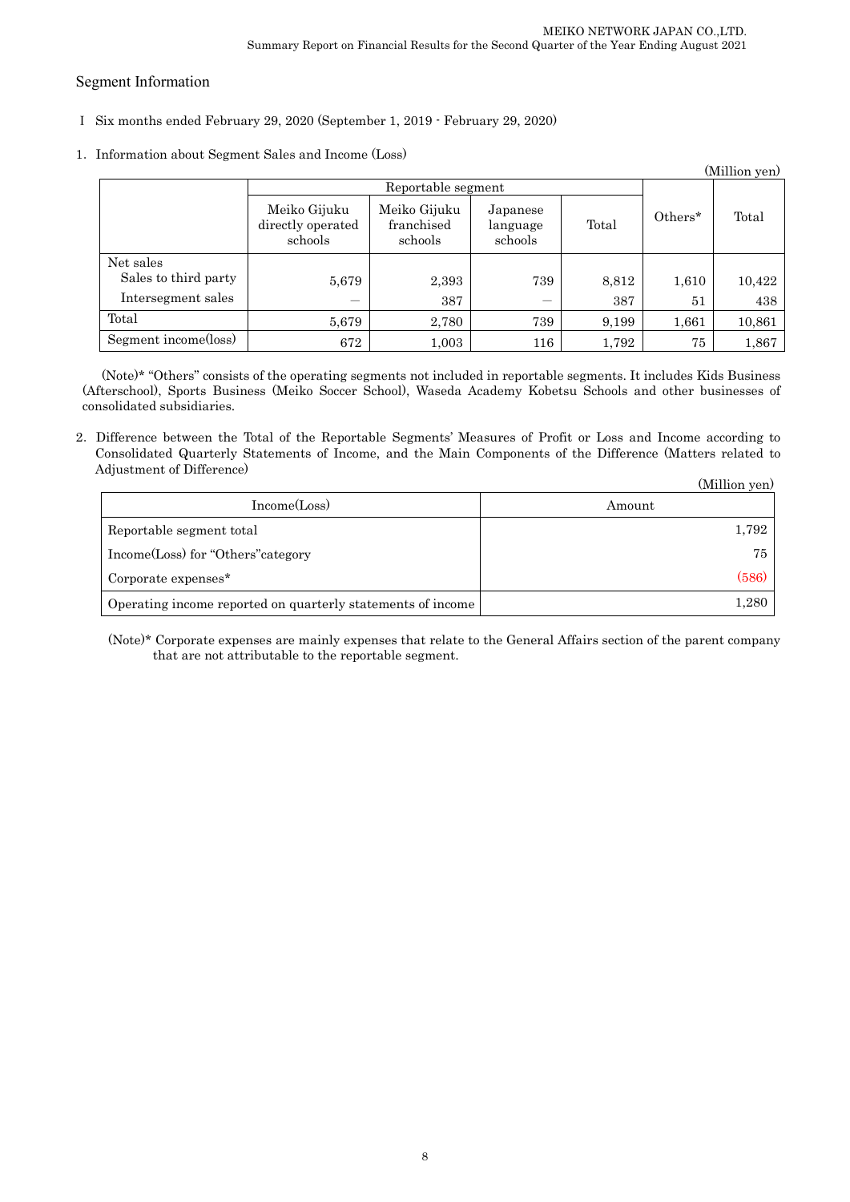## Segment Information

I Six months ended February 29, 2020 (September 1, 2019 - February 29, 2020)

1. Information about Segment Sales and Income (Loss)

(Million yen)

| | Reportable segment | | | | Others* | Total |
|---|---|---|---|---|---|---|
| | Meiko Gijuku directly operated schools | Meiko Gijuku franchised schools | Japanese language schools | Total | | |
| Net sales<br>Sales to third party | 5,679 | 2,393 | 739 | 8,812 | 1,610 | 10,422 |
| Intersegment sales | — | 387 | — | 387 | 51 | 438 |
| Total | 5,679 | 2,780 | 739 | 9,199 | 1,661 | 10,861 |
| Segment income(loss) | 672 | 1,003 | 116 | 1,792 | 75 | 1,867 |

(Note)* "Others" consists of the operating segments not included in reportable segments. It includes Kids Business (Afterschool), Sports Business (Meiko Soccer School), Waseda Academy Kobetsu Schools and other businesses of consolidated subsidiaries.

2. Difference between the Total of the Reportable Segments' Measures of Profit or Loss and Income according to Consolidated Quarterly Statements of Income, and the Main Components of the Difference (Matters related to Adjustment of Difference)

(Million yen)

| Income(Loss) | Amount |
|---|---|
| Reportable segment total | 1,792 |
| Income(Loss) for "Others"category | 75 |
| Corporate expenses* | (586) |
| Operating income reported on quarterly statements of income | 1,280 |

(Note)* Corporate expenses are mainly expenses that relate to the General Affairs section of the parent company that are not attributable to the reportable segment.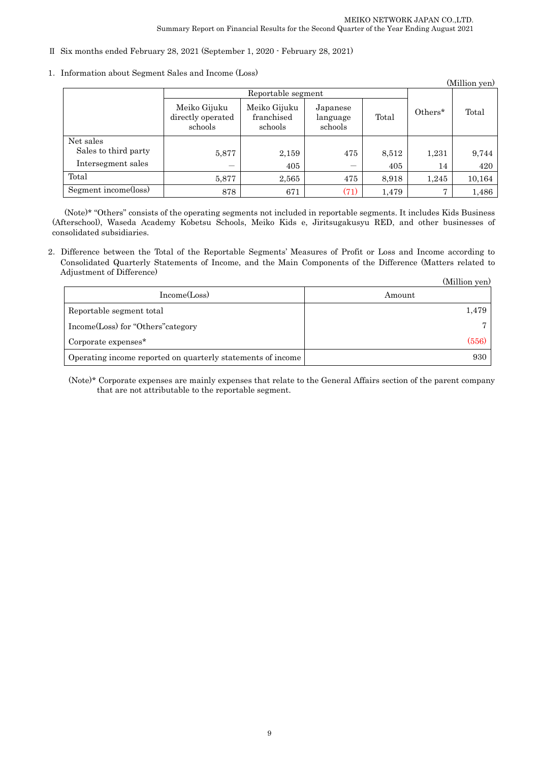Ⅱ Six months ended February 28, 2021 (September 1, 2020 - February 28, 2021)

1. Information about Segment Sales and Income (Loss)

(Million yen)

| | Reportable segment | | | | Others* | Total |
|---|---|---|---|---|---|---|
| | Meiko Gijuku directly operated schools | Meiko Gijuku franchised schools | Japanese language schools | Total | | |
| Net sales | | | | | | |
| Sales to third party | 5,877 | 2,159 | 475 | 8,512 | 1,231 | 9,744 |
| Intersegment sales | — | 405 | — | 405 | 14 | 420 |
| Total | 5,877 | 2,565 | 475 | 8,918 | 1,245 | 10,164 |
| Segment income(loss) | 878 | 671 | (71) | 1,479 | 7 | 1,486 |

(Note)* "Others" consists of the operating segments not included in reportable segments. It includes Kids Business (Afterschool), Waseda Academy Kobetsu Schools, Meiko Kids e, Jiritsugakusyu RED, and other businesses of consolidated subsidiaries.

2. Difference between the Total of the Reportable Segments' Measures of Profit or Loss and Income according to Consolidated Quarterly Statements of Income, and the Main Components of the Difference (Matters related to Adjustment of Difference)

(Million yen)

| Income(Loss) | Amount |
|---|---|
| Reportable segment total | 1,479 |
| Income(Loss) for "Others"category | 7 |
| Corporate expenses* | (556) |
| Operating income reported on quarterly statements of income | 930 |

(Note)* Corporate expenses are mainly expenses that relate to the General Affairs section of the parent company that are not attributable to the reportable segment.